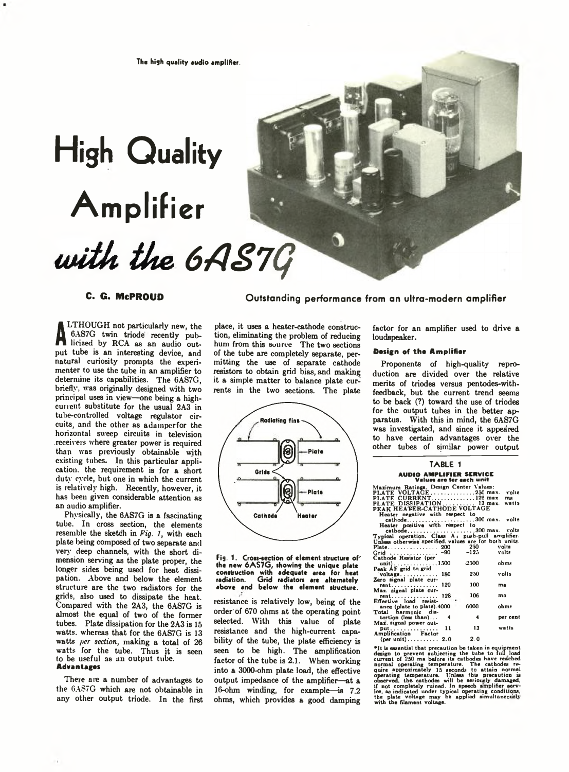The high quality audio amplifier.

# High Quality Amplifier with the 6AS7G

**C. G. McPROUD**

## Outstanding performance from an ultra-modern amplifier

ALTHOUGH not particularly new, the 6AS7G twin triode recently publicized by RCA as an audio output tube is an interesting device, and natural curiosity prompts the experimenter to use the tube in an amplifier to determine its capabilities. The 6AS7G, briefly, was originally designed with two principal uses in view—one being a high-current substitute for the usual 2A3 in tube-controlled voltage regulator circuits, and the other as a damper for the horizontal sweep circuits in television receivers where greater power is required than was previously obtainable with existing tubes. In this particular application, the requirement is for a short duty cycle, but one in which the current is relatively high. Recently, however, it has been given considerable attention as an audio amplifier.

Physically, the 6AS7G is a fascinating tube. In cross section, the elements resemble the sketch in *Fig. 1*, with each plate being composed of two separate and very deep channels, with the short dimension serving as the plate proper, the longer sides being used for heat dissipation. Above and below the element structure are the two radiators for the grids, also used to dissipate the heat. Compared with the 2A3, the 6AS7G is almost the equal of two of the former tubes. Plate dissipation for the 2A3 is 15 watts, whereas that for the 6AS7G is 13 watts *per section*, making a total of 26 watts for the tube. Thus it is seen to be useful as an output tube.

### Advantages

There are a number of advantages to the 6AS7G which are not obtainable in any other output triode. In the first place, it uses a heater-cathode construction, eliminating the problem of reducing hum from this source. The two sections of the tube are completely separate, permitting the use of separate cathode resistors to obtain grid bias, and making it a simple matter to balance plate currents in the two sections. The plate resistance is relatively low, being of the order of 670 ohms at the operating point selected. With this value of plate resistance and the high-current capability of the tube, the plate efficiency is seen to be high. The amplification factor of the tube is 2.1. When working into a 3000-ohm plate load, the effective output impedance of the amplifier—at a 16-ohm winding, for example—is 7.2 ohms, which provides a good damping factor for an amplifier used to drive a loudspeaker.

Radiating fins — Plate — Grids — Plate — Cathode — Heater

Fig. 1. Cross-section of element structure of the new 6AS7G, showing the unique plate construction with adequate area for heat radiation. Grid radiators are alternately above and below the element structure.

### Design of the Amplifier

Proponents of high-quality reproduction are divided over the relative merits of triodes versus pentodes-with-feedback, but the current trend seems to be back (?) toward the use of triodes for the output tubes in the better apparatus. With this in mind, the 6AS7G was investigated, and since it appeared to have certain advantages over the other tubes of similar power output

**TABLE 1**

**AUDIO AMPLIFIER SERVICE**
**Values are for each unit**

Maximum Ratings, Design Center Values:

| | | |
|---|---|---|
| PLATE VOLTAGE | 250 max. | volts |
| PLATE CURRENT | 125 max | ma |
| PLATE DISSIPATION | 13 max. | watts |
| PEAK HEATER-CATHODE VOLTAGE | | |
| Heater negative with respect to cathode | 300 max. | volts |
| Heater positive with respect to cathode | 300 max. | volts |

Typical operation. Class $A_1$ push-pull amplifier. Unless otherwise specified, values are for both units.

| | | | |
|---|---|---|---|
| Plate | 200 | 250 | volts |
| Grid | −90 | −125 | volts |
| Cathode Resistor (per unit) | 1500 | 2500 | ohms |
| Peak AF grid to grid voltage | 180 | 250 | volts |
| Zero signal plate current | 120 | 100 | ma |
| Max. signal plate current | 128 | 106 | ma |
| Effective load resistance (plate to plate) | 4000 | 6000 | ohms |
| Total harmonic distortion (less than) | 4 | 4 | per cent |
| Max. signal power output | 11 | 13 | watts |
| Amplification Factor (per unit) | 2.0 | 2.0 | |

*It is essential that precaution be taken in equipment design to prevent subjecting the tube to full load current of 250 ma before its cathodes have reached normal operating temperature. The cathodes require approximately 15 seconds to attain normal operating temperature. Unless this precaution is observed, the cathodes will be seriously damaged, if not completely ruined. In speech amplifier service, as indicated under typical operating conditions, the plate voltage may be applied simultaneously with the filament voltage.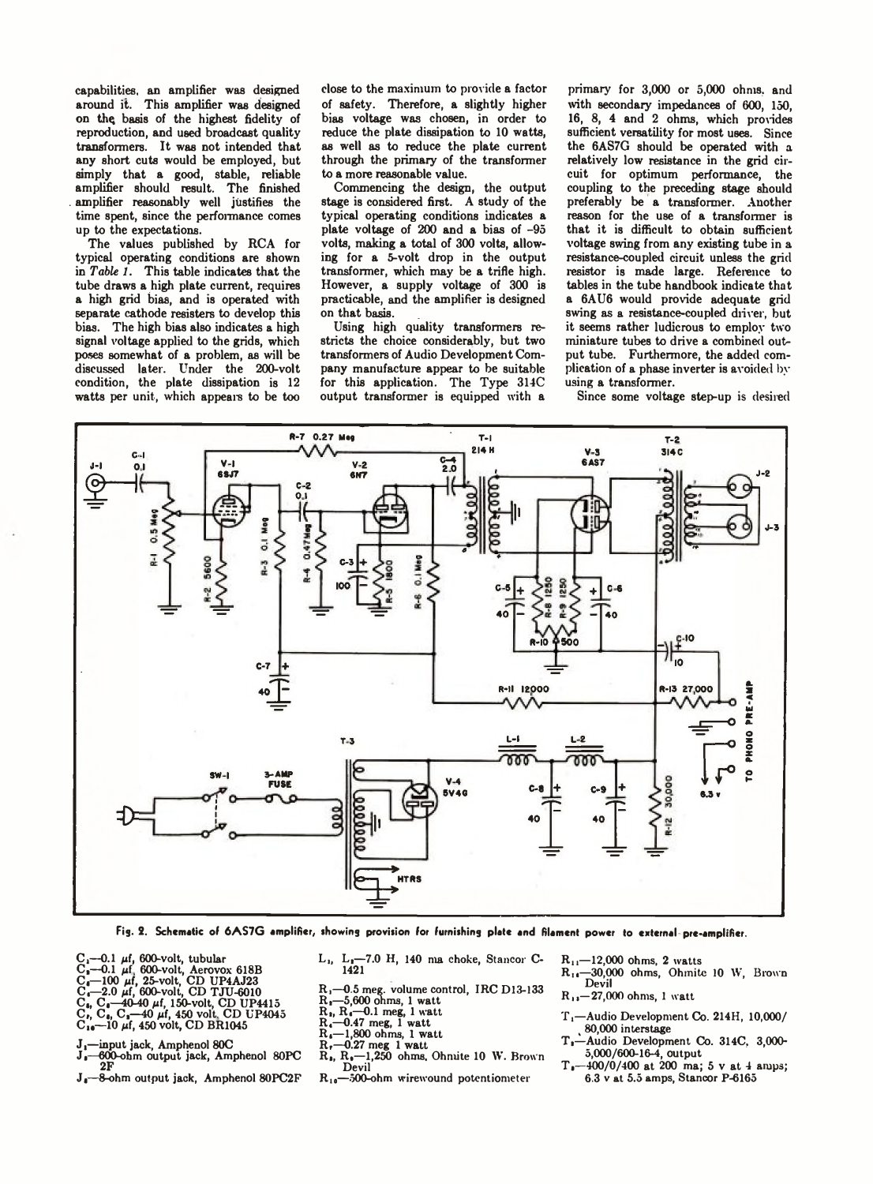capabilities, an amplifier was designed around it. This amplifier was designed on the basis of the highest fidelity of reproduction, and used broadcast quality transformers. It was not intended that any short cuts would be employed, but simply that a good, stable, reliable amplifier should result. The finished amplifier reasonably well justifies the time spent, since the performance comes up to the expectations.

The values published by RCA for typical operating conditions are shown in *Table 1*. This table indicates that the tube draws a high plate current, requires a high grid bias, and is operated with separate cathode resisters to develop this bias. The high bias also indicates a high signal voltage applied to the grids, which poses somewhat of a problem, as will be discussed later. Under the 200-volt condition, the plate dissipation is 12 watts per unit, which appears to be too close to the maximum to provide a factor of safety. Therefore, a slightly higher bias voltage was chosen, in order to reduce the plate dissipation to 10 watts, as well as to reduce the plate current through the primary of the transformer to a more reasonable value.

Commencing the design, the output stage is considered first. A study of the typical operating conditions indicates a plate voltage of 200 and a bias of -95 volts, making a total of 300 volts, allowing for a 5-volt drop in the output transformer, which may be a trifle high. However, a supply voltage of 300 is practicable, and the amplifier is designed on that basis.

Using high quality transformers restricts the choice considerably, but two transformers of Audio Development Company manufacture appear to be suitable for this application. The Type 314C output transformer is equipped with a primary for 3,000 or 5,000 ohms. and with secondary impedances of 600, 150, 16, 8, 4 and 2 ohms, which provides sufficient versatility for most uses. Since the 6AS7G should be operated with a relatively low resistance in the grid circuit for optimum performance, the coupling to the preceding stage should preferably be a transformer. Another reason for the use of a transformer is that it is difficult to obtain sufficient voltage swing from any existing tube in a resistance-coupled circuit unless the grid resistor is made large. Reference to tables in the tube handbook indicate that a 6AU6 would provide adequate grid swing as a resistance-coupled driver, but it seems rather ludicrous to employ two miniature tubes to drive a combined output tube. Furthermore, the added complication of a phase inverter is avoided by using a transformer.

Since some voltage step-up is desired

Fig. 2. Schematic of 6AS7G amplifier, showing provision for furnishing plate and filament power to external pre-amplifier.

$C_1$—0.1 μf, 600-volt, tubular
$C_2$—0.1 μf, 600-volt, Aerovox 618B
$C_3$—100 μf, 25-volt, CD UP4AJ23
$C_4$—2.0 μf, 600-volt, CD TJU-6010
$C_5$, $C_6$—40-40 μf, 150-volt, CD UP4415
$C_7$, $C_8$, $C_9$—40 μf, 450 volt, CD UP4045
$C_{10}$—10 μf, 450 volt, CD BR1045

$J_1$—input jack, Amphenol 80C
$J_2$—600-ohm output jack, Amphenol 80PC 2F
$J_3$—8-ohm output jack, Amphenol 80PC2F

$L_1$, $L_2$—7.0 H, 140 ma choke, Stancor C-1421

$R_1$—0.5 meg. volume control, IRC D13-133
$R_2$—5,600 ohms, 1 watt
$R_3$, $R_6$—0.1 meg, 1 watt
$R_4$—0.47 meg, 1 watt
$R_5$—1,800 ohms, 1 watt
$R_7$—0.27 meg 1 watt
$R_8$, $R_9$—1,250 ohms, Ohmite 10 W. Brown Devil
$R_{10}$—500-ohm wirewound potentiometer

$R_{11}$—12,000 ohms, 2 watts
$R_{12}$—30,000 ohms, Ohmite 10 W, Brown Devil
$R_{13}$—27,000 ohms, 1 watt

$T_1$—Audio Development Co. 214H, 10,000/80,000 interstage
$T_2$—Audio Development Co. 314C, 3,000-5,000/600-16-4, output
$T_3$—400/0/400 at 200 ma; 5 v at 4 amps; 6.3 v at 5.5 amps, Stancor P-6165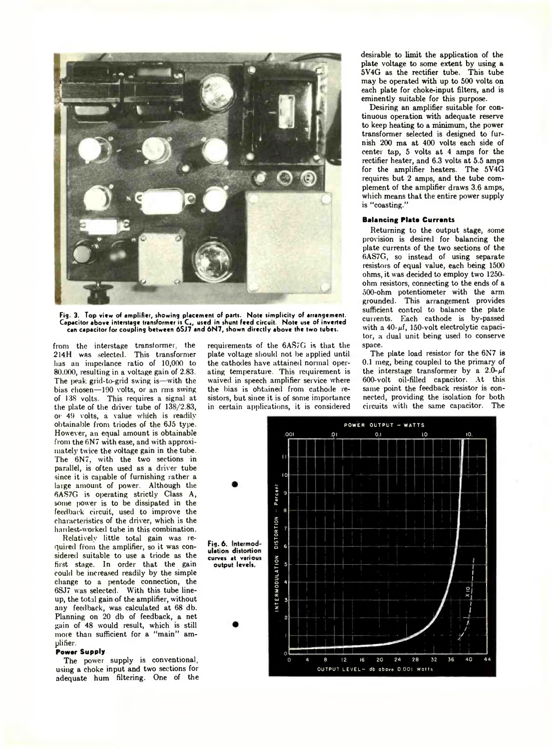Fig. 3. Top view of amplifier, showing placement of parts. Note simplicity of arrangement. Capacitor above interstage transformer is $C_4$, used in shunt feed circuit. Note use of inverted can capacitor for coupling between 6SJ7 and 6N7, shown directly above the two tubes.

from the interstage transformer, the 214H was selected. This transformer has an impedance ratio of 10,000 to 80,000, resulting in a voltage gain of 2.83. The peak grid-to-grid swing is—with the bias chosen—190 volts, or an rms swing of 138 volts. This requires a signal at the plate of the driver tube of 138/2.83, or 49 volts, a value which is readily obtainable from triodes of the 6J5 type. However, an equal amount is obtainable from the 6N7 with ease, and with approximately twice the voltage gain in the tube. The 6N7, with the two sections in parallel, is often used as a driver tube since it is capable of furnishing rather a large amount of power. Although the 6AS7G is operating strictly Class A, some power is to be dissipated in the feedback circuit, used to improve the characteristics of the driver, which is the hardest-worked tube in this combination.

Relatively little total gain was required from the amplifier, so it was considered suitable to use a triode as the first stage. In order that the gain could be increased readily by the simple change to a pentode connection, the 6SJ7 was selected. With this tube lineup, the total gain of the amplifier, without any feedback, was calculated at 68 db. Planning on 20 db of feedback, a net gain of 48 would result, which is still more than sufficient for a "main" amplifier.

**Power Supply**

The power supply is conventional, using a choke input and two sections for adequate hum filtering. One of the requirements of the 6AS7G is that the plate voltage should not be applied until the cathodes have attained normal operating temperature. This requirement is waived in speech amplifier service where the bias is obtained from cathode resistors, but since it is of some importance in certain applications, it is considered desirable to limit the application of the plate voltage to some extent by using a 5V4G as the rectifier tube. This tube may be operated with up to 500 volts on each plate for choke-input filters, and is eminently suitable for this purpose.

Desiring an amplifier suitable for continuous operation with adequate reserve to keep heating to a minimum, the power transformer selected is designed to furnish 200 ma at 400 volts each side of center tap, 5 volts at 4 amps for the rectifier heater, and 6.3 volts at 5.5 amps for the amplifier heaters. The 5V4G requires but 2 amps, and the tube complement of the amplifier draws 3.6 amps, which means that the entire power supply is "coasting."

**Balancing Plate Currents**

Returning to the output stage, some provision is desired for balancing the plate currents of the two sections of the 6AS7G, so instead of using separate resistors of equal value, each being 1500 ohms, it was decided to employ two 1250-ohm resistors, connecting to the ends of a 500-ohm potentiometer with the arm grounded. This arrangement provides sufficient control to balance the plate currents. Each cathode is by-passed with a 40-$\mu$f, 150-volt electrolytic capacitor, a dual unit being used to conserve space.

The plate load resistor for the 6N7 is 0.1 meg, being coupled to the primary of the interstage transformer by a 2.0-$\mu$f 600-volt oil-filled capacitor. At this same point the feedback resistor is connected, providing the isolation for both circuits with the same capacitor. The

Fig. 6. Intermodulation distortion curves at various output levels.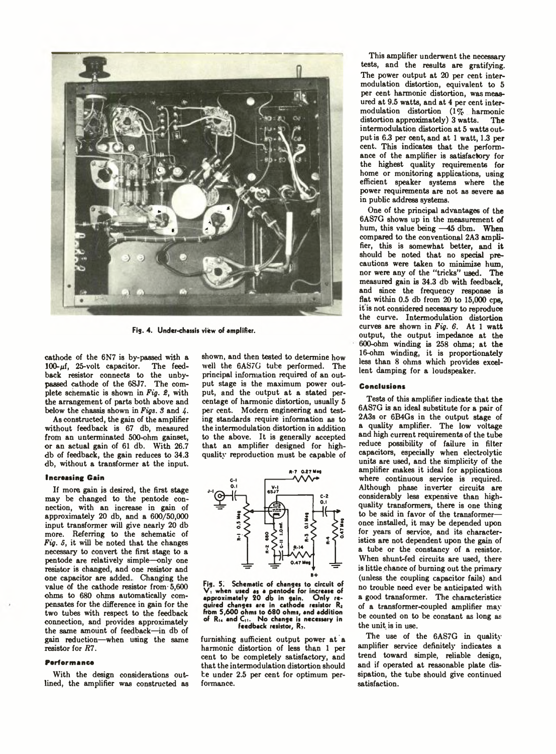Fig. 4. Under-chassis view of amplifier.

cathode of the 6N7 is by-passed with a 100-μf, 25-volt capacitor. The feedback resistor connects to the unbypassed cathode of the 6SJ7. The complete schematic is shown in *Fig. 2*, with the arrangement of parts both above and below the chassis shown in *Figs. 3* and *4*.

As constructed, the gain of the amplifier without feedback is 67 db, measured from an unterminated 500-ohm gainset, or an actual gain of 61 db. With 26.7 db of feedback, the gain reduces to 34.3 db, without a transformer at the input.

### Increasing Gain

If more gain is desired, the first stage may be changed to the pentode connection, with an increase in gain of approximately 20 db, and a 600/50,000 input transformer will give nearly 20 db more. Referring to the schematic of *Fig. 5*, it will be noted that the changes necessary to convert the first stage to a pentode are relatively simple—only one resistor is changed, and one resistor and one capacitor are added. Changing the value of the cathode resistor from 5,600 ohms to 680 ohms automatically compensates for the difference in gain for the two tubes with respect to the feedback connection, and provides approximately the same amount of feedback—in db of gain reduction—when using the same resistor for *R7*.

### Performance

With the design considerations outlined, the amplifier was constructed as shown, and then tested to determine how well the 6AS7G tube performed. The principal information required of an output stage is the maximum power output, and the output at a stated percentage of harmonic distortion, usually 5 per cent. Modern engineering and testing standards require information as to the intermodulation distortion in addition to the above. It is generally accepted that an amplifier designed for high-quality reproduction must be capable of furnishing sufficient output power at a harmonic distortion of less than 1 per cent to be completely satisfactory, and that the intermodulation distortion should be under 2.5 per cent for optimum performance.

R-7 0.27 Meg
C-1 0.1
J-1
V-1 6SJ7
C-2 0.1
R-1 0.5 Meg
R-2 680
C-11 1.0 mf.
R-3 0.1 Meg
R-4 0.47 Meg
R-14 0.47 Meg
B+

Fig. 5. Schematic of changes to circuit of $V_1$ when used as a pentode for increase of approximately 20 db in gain. Only required changes are in cathode resistor $R_2$ from 5,600 ohms to 680 ohms, and addition of $R_{14}$ and $C_{11}$. No change is necessary in feedback resistor, $R_7$.

This amplifier underwent the necessary tests, and the results are gratifying. The power output at 20 per cent intermodulation distortion, equivalent to 5 per cent harmonic distortion, was measured at 9.5 watts, and at 4 per cent intermodulation distortion (1% harmonic distortion approximately) 3 watts. The intermodulation distortion at 5 watts output is 6.3 per cent, and at 1 watt, 1.3 per cent. This indicates that the performance of the amplifier is satisfactory for the highest quality requirements for home or monitoring applications, using efficient speaker systems where the power requirements are not as severe as in public address systems.

One of the principal advantages of the 6AS7G shows up in the measurement of hum, this value being —45 dbm. When compared to the conventional 2A3 amplifier, this is somewhat better, and it should be noted that no special precautions were taken to minimize hum, nor were any of the "tricks" used. The measured gain is 34.3 db with feedback, and since the frequency response is flat within 0.5 db from 20 to 15,000 cps, it is not considered necessary to reproduce the curve. Intermodulation distortion curves are shown in *Fig. 6*. At 1 watt output, the output impedance at the 600-ohm winding is 258 ohms; at the 16-ohm winding, it is proportionately less than 8 ohms which provides excellent damping for a loudspeaker.

### Conclusions

Tests of this amplifier indicate that the 6AS7G is an ideal substitute for a pair of 2A3s or 6B4Gs in the output stage of a quality amplifier. The low voltage and high current requirements of the tube reduce possibility of failure in filter capacitors, especially when electrolytic units are used, and the simplicity of the amplifier makes it ideal for applications where continuous service is required. Although phase inverter circuits are considerably less expensive than high-quality transformers, there is one thing to be said in favor of the transformer—once installed, it may be depended upon for years of service, and its characteristics are not dependent upon the gain of a tube or the constancy of a resistor. When shunt-fed circuits are used, there is little chance of burning out the primary (unless the coupling capacitor fails) and no trouble need ever be anticipated with a good transformer. The characteristics of a transformer-coupled amplifier may be counted on to be constant as long as the unit is in use.

The use of the 6AS7G in quality amplifier service definitely indicates a trend toward simple, reliable design, and if operated at reasonable plate dissipation, the tube should give continued satisfaction.